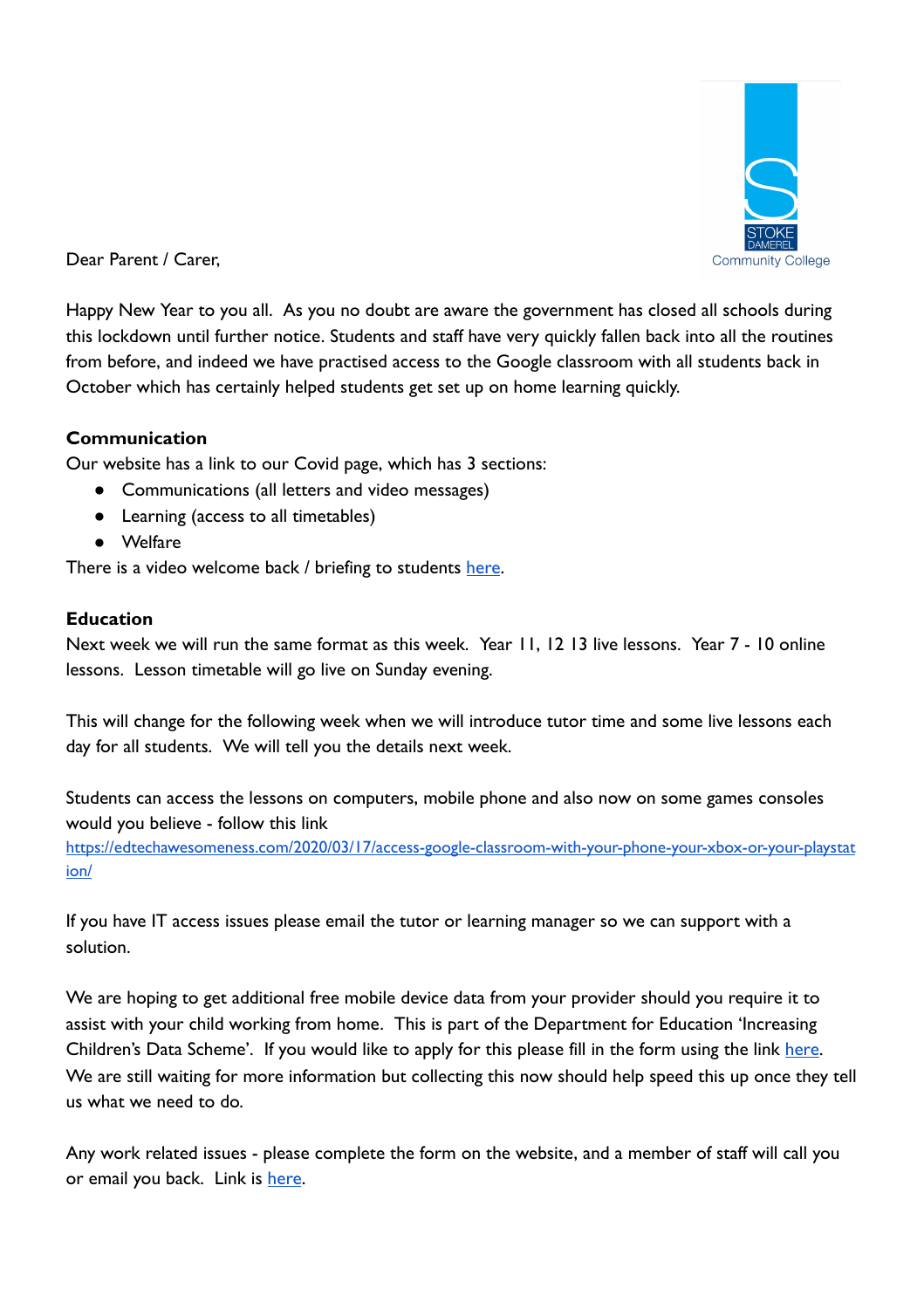Dear Parent / Carer,

Happy New Year to you all. As you no doubt are aware the government has closed all schools during this lockdown until further notice. Students and staff have very quickly fallen back into all the routines from before, and indeed we have practised access to the Google classroom with all students back in October which has certainly helped students get set up on home learning quickly.

**Communication**

Our website has a link to our Covid page, which has 3 sections:

- Communications (all letters and video messages)
- Learning (access to all timetables)
- Welfare

There is a video welcome back / briefing to students here.

**Education**

Next week we will run the same format as this week. Year 11, 12 13 live lessons. Year 7 - 10 online lessons. Lesson timetable will go live on Sunday evening.

This will change for the following week when we will introduce tutor time and some live lessons each day for all students. We will tell you the details next week.

Students can access the lessons on computers, mobile phone and also now on some games consoles would you believe - follow this link https://edtechawesomeness.com/2020/03/17/access-google-classroom-with-your-phone-your-xbox-or-your-playstation/

If you have IT access issues please email the tutor or learning manager so we can support with a solution.

We are hoping to get additional free mobile device data from your provider should you require it to assist with your child working from home. This is part of the Department for Education 'Increasing Children's Data Scheme'. If you would like to apply for this please fill in the form using the link here. We are still waiting for more information but collecting this now should help speed this up once they tell us what we need to do.

Any work related issues - please complete the form on the website, and a member of staff will call you or email you back. Link is here.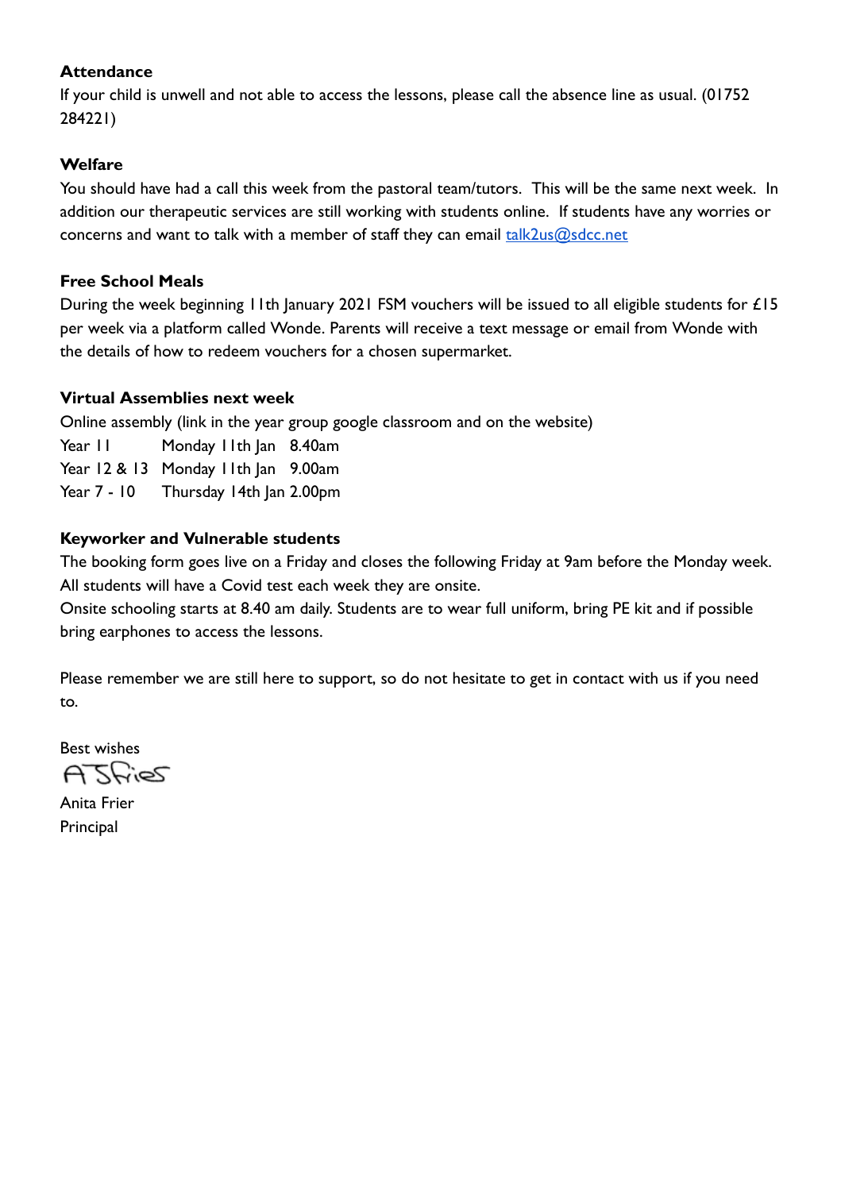**Attendance**

If your child is unwell and not able to access the lessons, please call the absence line as usual. (01752 284221)

**Welfare**

You should have had a call this week from the pastoral team/tutors. This will be the same next week. In addition our therapeutic services are still working with students online. If students have any worries or concerns and want to talk with a member of staff they can email talk2us@sdcc.net

**Free School Meals**

During the week beginning 11th January 2021 FSM vouchers will be issued to all eligible students for £15 per week via a platform called Wonde. Parents will receive a text message or email from Wonde with the details of how to redeem vouchers for a chosen supermarket.

**Virtual Assemblies next week**

Online assembly (link in the year group google classroom and on the website)

| | | |
|---|---|---|
| Year 11 | Monday 11th Jan | 8.40am |
| Year 12 & 13 | Monday 11th Jan | 9.00am |
| Year 7 - 10 | Thursday 14th Jan | 2.00pm |

**Keyworker and Vulnerable students**

The booking form goes live on a Friday and closes the following Friday at 9am before the Monday week. All students will have a Covid test each week they are onsite.

Onsite schooling starts at 8.40 am daily. Students are to wear full uniform, bring PE kit and if possible bring earphones to access the lessons.

Please remember we are still here to support, so do not hesitate to get in contact with us if you need to.

Best wishes

A J Frier

Anita Frier

Principal